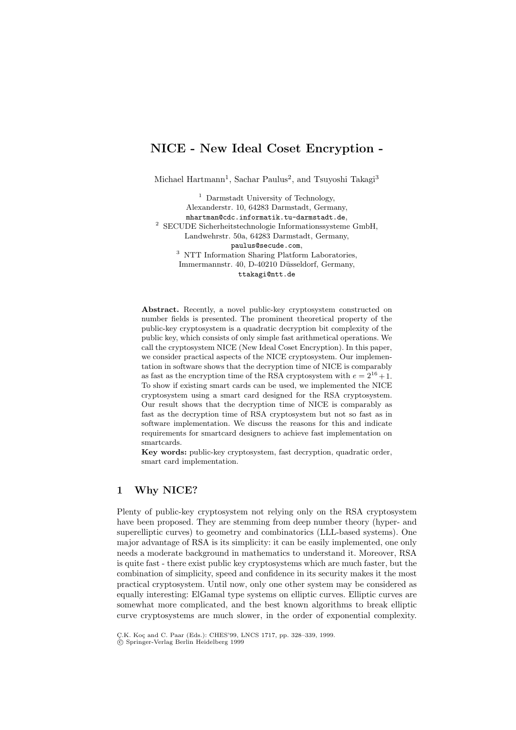# NICE - New Ideal Coset Encryption -

Michael Hartmann[1], Sachar Paulus[2], and Tsuyoshi Takagi[3]

[1] Darmstadt University of Technology,
Alexanderstr. 10, 64283 Darmstadt, Germany,
mhartman@cdc.informatik.tu-darmstadt.de,

[2] SECUDE Sicherheitstechnologie Informationssysteme GmbH,
Landwehrstr. 50a, 64283 Darmstadt, Germany,
paulus@secude.com,

[3] NTT Information Sharing Platform Laboratories,
Immermannstr. 40, D-40210 Düsseldorf, Germany,
ttakagi@ntt.de

**Abstract.** Recently, a novel public-key cryptosystem constructed on number fields is presented. The prominent theoretical property of the public-key cryptosystem is a quadratic decryption bit complexity of the public key, which consists of only simple fast arithmetical operations. We call the cryptosystem NICE (New Ideal Coset Encryption). In this paper, we consider practical aspects of the NICE cryptosystem. Our implementation in software shows that the decryption time of NICE is comparably as fast as the encryption time of the RSA cryptosystem with $e = 2^{16} + 1$. To show if existing smart cards can be used, we implemented the NICE cryptosystem using a smart card designed for the RSA cryptosystem. Our result shows that the decryption time of NICE is comparably as fast as the decryption time of RSA cryptosystem but not so fast as in software implementation. We discuss the reasons for this and indicate requirements for smartcard designers to achieve fast implementation on smartcards.

**Key words:** public-key cryptosystem, fast decryption, quadratic order, smart card implementation.

## 1 Why NICE?

Plenty of public-key cryptosystem not relying only on the RSA cryptosystem have been proposed. They are stemming from deep number theory (hyper- and superelliptic curves) to geometry and combinatorics (LLL-based systems). One major advantage of RSA is its simplicity: it can be easily implemented, one only needs a moderate background in mathematics to understand it. Moreover, RSA is quite fast - there exist public key cryptosystems which are much faster, but the combination of simplicity, speed and confidence in its security makes it the most practical cryptosystem. Until now, only one other system may be considered as equally interesting: ElGamal type systems on elliptic curves. Elliptic curves are somewhat more complicated, and the best known algorithms to break elliptic curve cryptosystems are much slower, in the order of exponential complexity.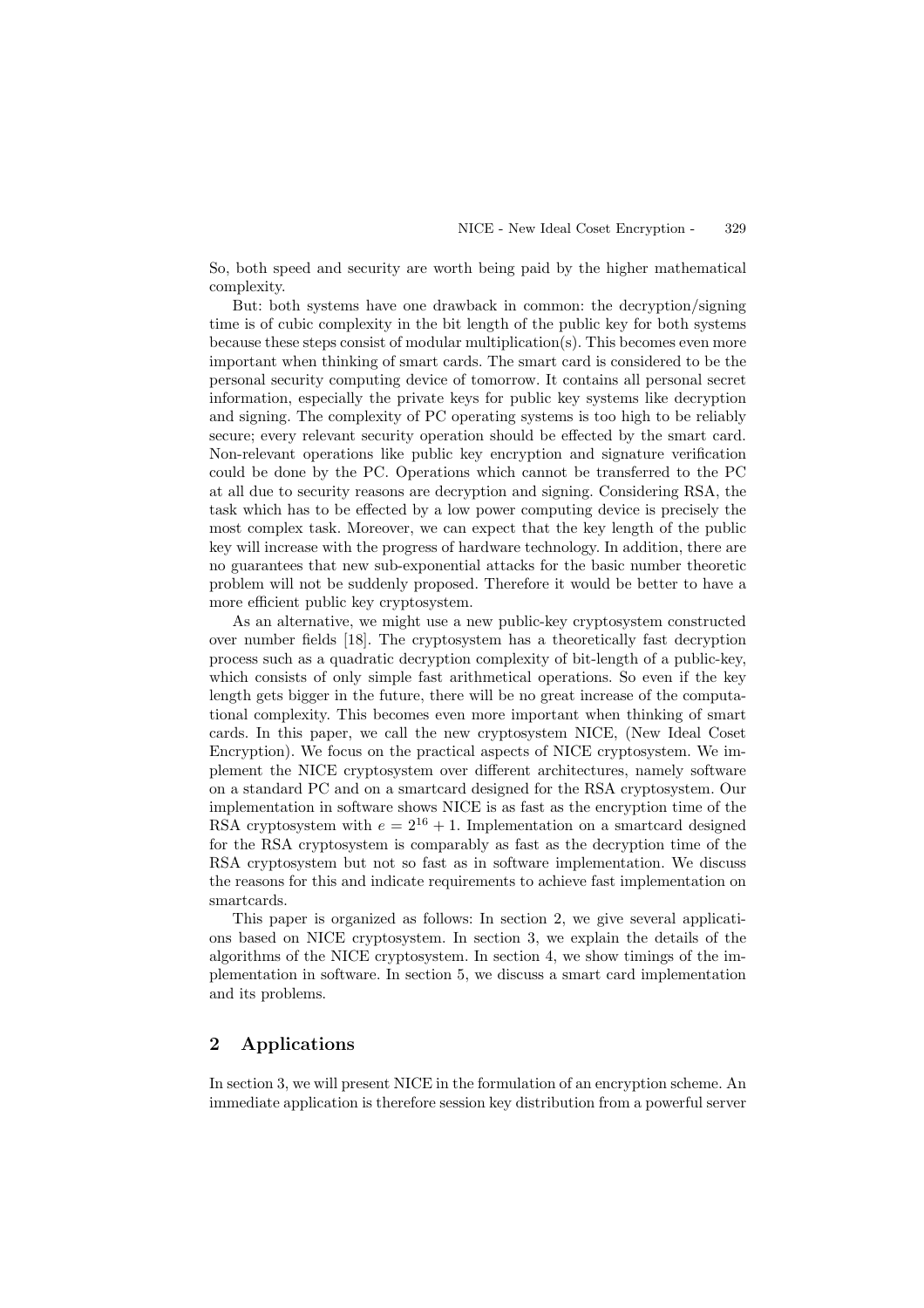So, both speed and security are worth being paid by the higher mathematical complexity.

But: both systems have one drawback in common: the decryption/signing time is of cubic complexity in the bit length of the public key for both systems because these steps consist of modular multiplication(s). This becomes even more important when thinking of smart cards. The smart card is considered to be the personal security computing device of tomorrow. It contains all personal secret information, especially the private keys for public key systems like decryption and signing. The complexity of PC operating systems is too high to be reliably secure; every relevant security operation should be effected by the smart card. Non-relevant operations like public key encryption and signature verification could be done by the PC. Operations which cannot be transferred to the PC at all due to security reasons are decryption and signing. Considering RSA, the task which has to be effected by a low power computing device is precisely the most complex task. Moreover, we can expect that the key length of the public key will increase with the progress of hardware technology. In addition, there are no guarantees that new sub-exponential attacks for the basic number theoretic problem will not be suddenly proposed. Therefore it would be better to have a more efficient public key cryptosystem.

As an alternative, we might use a new public-key cryptosystem constructed over number fields [18]. The cryptosystem has a theoretically fast decryption process such as a quadratic decryption complexity of bit-length of a public-key, which consists of only simple fast arithmetical operations. So even if the key length gets bigger in the future, there will be no great increase of the computational complexity. This becomes even more important when thinking of smart cards. In this paper, we call the new cryptosystem NICE, (New Ideal Coset Encryption). We focus on the practical aspects of NICE cryptosystem. We implement the NICE cryptosystem over different architectures, namely software on a standard PC and on a smartcard designed for the RSA cryptosystem. Our implementation in software shows NICE is as fast as the encryption time of the RSA cryptosystem with $e = 2^{16} + 1$. Implementation on a smartcard designed for the RSA cryptosystem is comparably as fast as the decryption time of the RSA cryptosystem but not so fast as in software implementation. We discuss the reasons for this and indicate requirements to achieve fast implementation on smartcards.

This paper is organized as follows: In section 2, we give several applications based on NICE cryptosystem. In section 3, we explain the details of the algorithms of the NICE cryptosystem. In section 4, we show timings of the implementation in software. In section 5, we discuss a smart card implementation and its problems.

## 2 Applications

In section 3, we will present NICE in the formulation of an encryption scheme. An immediate application is therefore session key distribution from a powerful server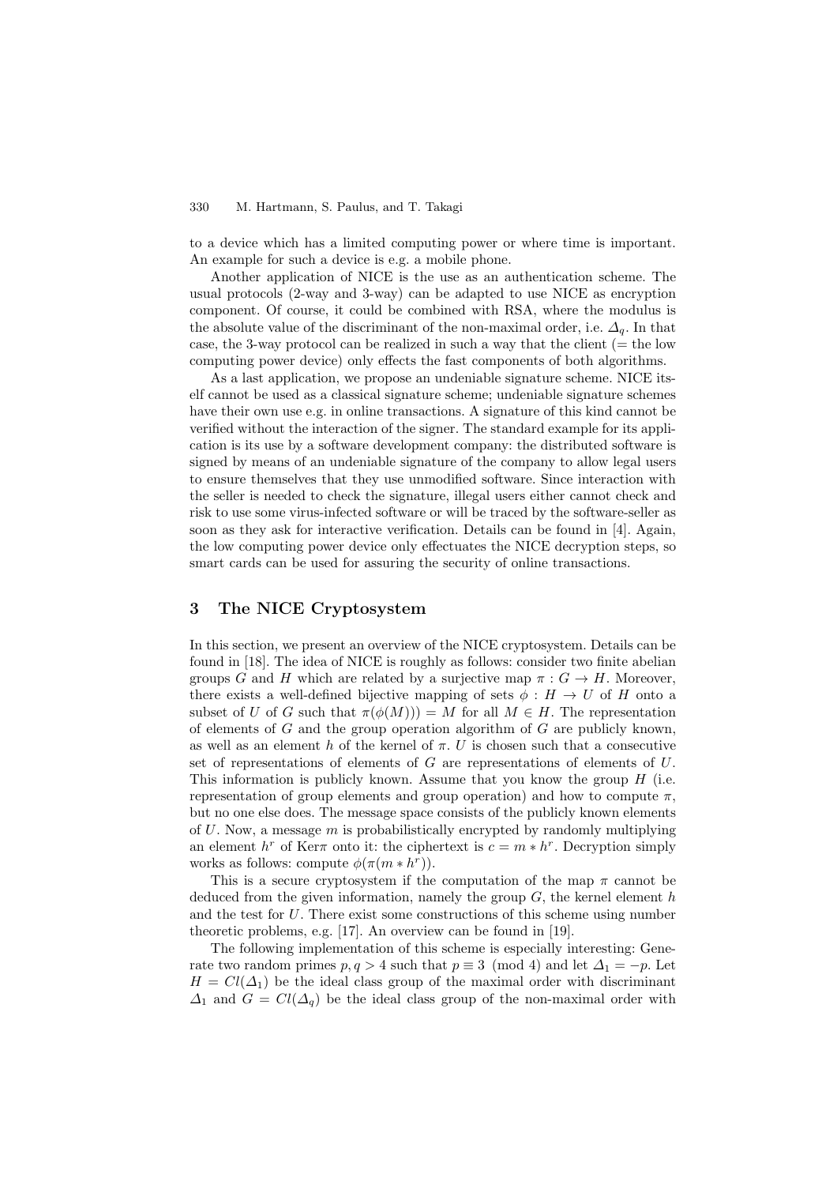to a device which has a limited computing power or where time is important. An example for such a device is e.g. a mobile phone.

Another application of NICE is the use as an authentication scheme. The usual protocols (2-way and 3-way) can be adapted to use NICE as encryption component. Of course, it could be combined with RSA, where the modulus is the absolute value of the discriminant of the non-maximal order, i.e. $\Delta_q$. In that case, the 3-way protocol can be realized in such a way that the client (= the low computing power device) only effects the fast components of both algorithms.

As a last application, we propose an undeniable signature scheme. NICE itself cannot be used as a classical signature scheme; undeniable signature schemes have their own use e.g. in online transactions. A signature of this kind cannot be verified without the interaction of the signer. The standard example for its application is its use by a software development company: the distributed software is signed by means of an undeniable signature of the company to allow legal users to ensure themselves that they use unmodified software. Since interaction with the seller is needed to check the signature, illegal users either cannot check and risk to use some virus-infected software or will be traced by the software-seller as soon as they ask for interactive verification. Details can be found in [4]. Again, the low computing power device only effectuates the NICE decryption steps, so smart cards can be used for assuring the security of online transactions.

## 3 The NICE Cryptosystem

In this section, we present an overview of the NICE cryptosystem. Details can be found in [18]. The idea of NICE is roughly as follows: consider two finite abelian groups $G$ and $H$ which are related by a surjective map $\pi : G \to H$. Moreover, there exists a well-defined bijective mapping of sets $\phi : H \to U$ of $H$ onto a subset of $U$ of $G$ such that $\pi(\phi(M))) = M$ for all $M \in H$. The representation of elements of $G$ and the group operation algorithm of $G$ are publicly known, as well as an element $h$ of the kernel of $\pi$. $U$ is chosen such that a consecutive set of representations of elements of $G$ are representations of elements of $U$. This information is publicly known. Assume that you know the group $H$ (i.e. representation of group elements and group operation) and how to compute $\pi$, but no one else does. The message space consists of the publicly known elements of $U$. Now, a message $m$ is probabilistically encrypted by randomly multiplying an element $h^r$ of Ker$\pi$ onto it: the ciphertext is $c = m * h^r$. Decryption simply works as follows: compute $\phi(\pi(m * h^r))$.

This is a secure cryptosystem if the computation of the map $\pi$ cannot be deduced from the given information, namely the group $G$, the kernel element $h$ and the test for $U$. There exist some constructions of this scheme using number theoretic problems, e.g. [17]. An overview can be found in [19].

The following implementation of this scheme is especially interesting: Generate two random primes $p, q > 4$ such that $p \equiv 3 \pmod 4$ and let $\Delta_1 = -p$. Let $H = Cl(\Delta_1)$ be the ideal class group of the maximal order with discriminant $\Delta_1$ and $G = Cl(\Delta_q)$ be the ideal class group of the non-maximal order with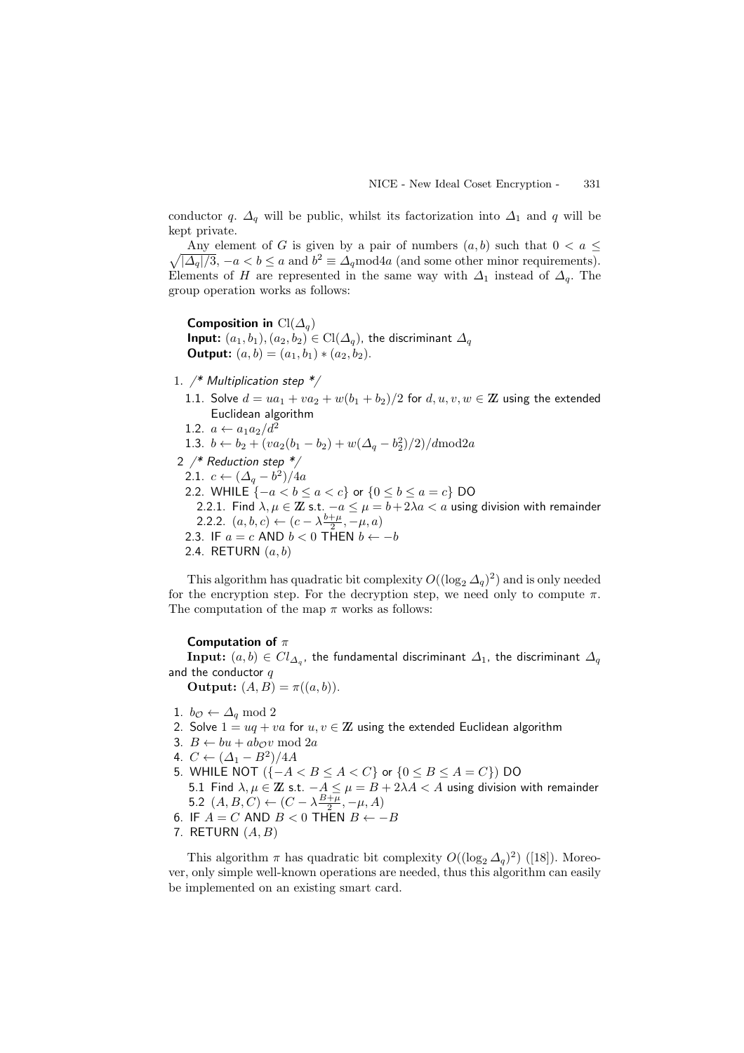conductor $q$. $\Delta_q$ will be public, whilst its factorization into $\Delta_1$ and $q$ will be kept private.

Any element of $G$ is given by a pair of numbers $(a, b)$ such that $0 < a \leq \sqrt{|\Delta_q|/3}$, $-a < b \leq a$ and $b^2 \equiv \Delta_q \text{mod} 4a$ (and some other minor requirements). Elements of $H$ are represented in the same way with $\Delta_1$ instead of $\Delta_q$. The group operation works as follows:

**Composition in** $\text{Cl}(\Delta_q)$
**Input:** $(a_1, b_1), (a_2, b_2) \in \text{Cl}(\Delta_q)$, the discriminant $\Delta_q$
**Output:** $(a, b) = (a_1, b_1) * (a_2, b_2)$.

1. /* *Multiplication step* */
   1.1. Solve $d = ua_1 + va_2 + w(b_1 + b_2)/2$ for $d, u, v, w \in \mathbb{Z}$ using the extended Euclidean algorithm
   1.2. $a \leftarrow a_1 a_2 / d^2$
   1.3. $b \leftarrow b_2 + (va_2(b_1 - b_2) + w(\Delta_q - b_2^2)/2)/d \text{mod} 2a$
2. /* *Reduction step* */
   2.1. $c \leftarrow (\Delta_q - b^2)/4a$
   2.2. WHILE $\{-a < b \leq a < c\}$ or $\{0 \leq b \leq a = c\}$ DO
      2.2.1. Find $\lambda, \mu \in \mathbb{Z}$ s.t. $-a \leq \mu = b + 2\lambda a < a$ using division with remainder
      2.2.2. $(a, b, c) \leftarrow (c - \lambda \frac{b+\mu}{2}, -\mu, a)$
   2.3. IF $a = c$ AND $b < 0$ THEN $b \leftarrow -b$
   2.4. RETURN $(a, b)$

This algorithm has quadratic bit complexity $O((\log_2 \Delta_q)^2)$ and is only needed for the encryption step. For the decryption step, we need only to compute $\pi$. The computation of the map $\pi$ works as follows:

**Computation of** $\pi$
**Input:** $(a, b) \in Cl_{\Delta_q}$, the fundamental discriminant $\Delta_1$, the discriminant $\Delta_q$ and the conductor $q$
**Output:** $(A, B) = \pi((a, b))$.

1. $b_{\mathcal{O}} \leftarrow \Delta_q \bmod 2$
2. Solve $1 = uq + va$ for $u, v \in \mathbb{Z}$ using the extended Euclidean algorithm
3. $B \leftarrow bu + ab_{\mathcal{O}}v \bmod 2a$
4. $C \leftarrow (\Delta_1 - B^2)/4A$
5. WHILE NOT $(\{-A < B \leq A < C\}$ or $\{0 \leq B \leq A = C\})$ DO
   5.1 Find $\lambda, \mu \in \mathbb{Z}$ s.t. $-A \leq \mu = B + 2\lambda A < A$ using division with remainder
   5.2 $(A, B, C) \leftarrow (C - \lambda \frac{B+\mu}{2}, -\mu, A)$
6. IF $A = C$ AND $B < 0$ THEN $B \leftarrow -B$
7. RETURN $(A, B)$

This algorithm $\pi$ has quadratic bit complexity $O((\log_2 \Delta_q)^2)$ ([18]). Moreover, only simple well-known operations are needed, thus this algorithm can easily be implemented on an existing smart card.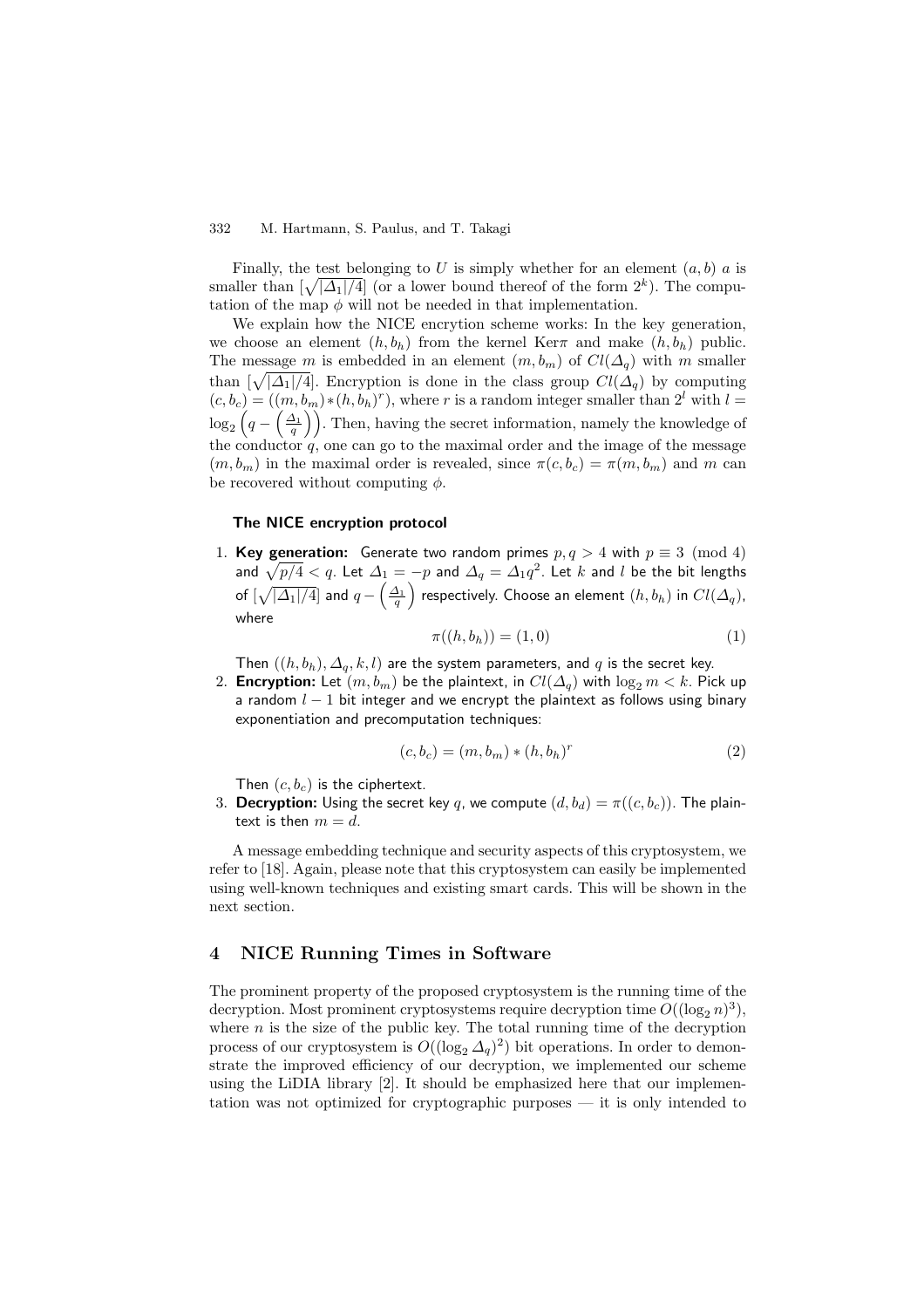Finally, the test belonging to $U$ is simply whether for an element $(a, b)$ $a$ is smaller than $[\sqrt{|\Delta_1|/4}]$ (or a lower bound thereof of the form $2^k$). The computation of the map $\phi$ will not be needed in that implementation.

We explain how the NICE encrytion scheme works: In the key generation, we choose an element $(h, b_h)$ from the kernel Ker$\pi$ and make $(h, b_h)$ public. The message $m$ is embedded in an element $(m, b_m)$ of $Cl(\Delta_q)$ with $m$ smaller than $[\sqrt{|\Delta_1|/4}]$. Encryption is done in the class group $Cl(\Delta_q)$ by computing $(c, b_c) = ((m, b_m) * (h, b_h)^r)$, where $r$ is a random integer smaller than $2^l$ with $l = \log_2 \left(q - \left(\frac{\Delta_1}{q}\right)\right)$. Then, having the secret information, namely the knowledge of the conductor $q$, one can go to the maximal order and the image of the message $(m, b_m)$ in the maximal order is revealed, since $\pi(c, b_c) = \pi(m, b_m)$ and $m$ can be recovered without computing $\phi$.

**The NICE encryption protocol**

1. **Key generation:** Generate two random primes $p, q > 4$ with $p \equiv 3 \pmod 4$ and $\sqrt{p/4} < q$. Let $\Delta_1 = -p$ and $\Delta_q = \Delta_1 q^2$. Let $k$ and $l$ be the bit lengths of $[\sqrt{|\Delta_1|/4}]$ and $q - \left(\frac{\Delta_1}{q}\right)$ respectively. Choose an element $(h, b_h)$ in $Cl(\Delta_q)$, where
$$\pi((h, b_h)) = (1, 0) \tag{1}$$
Then $((h, b_h), \Delta_q, k, l)$ are the system parameters, and $q$ is the secret key.
2. **Encryption:** Let $(m, b_m)$ be the plaintext, in $Cl(\Delta_q)$ with $\log_2 m < k$. Pick up a random $l - 1$ bit integer and we encrypt the plaintext as follows using binary exponentiation and precomputation techniques:
$$(c, b_c) = (m, b_m) * (h, b_h)^r \tag{2}$$
Then $(c, b_c)$ is the ciphertext.
3. **Decryption:** Using the secret key $q$, we compute $(d, b_d) = \pi((c, b_c))$. The plaintext is then $m = d$.

A message embedding technique and security aspects of this cryptosystem, we refer to [18]. Again, please note that this cryptosystem can easily be implemented using well-known techniques and existing smart cards. This will be shown in the next section.

## 4 NICE Running Times in Software

The prominent property of the proposed cryptosystem is the running time of the decryption. Most prominent cryptosystems require decryption time $O((\log_2 n)^3)$, where $n$ is the size of the public key. The total running time of the decryption process of our cryptosystem is $O((\log_2 \Delta_q)^2)$ bit operations. In order to demonstrate the improved efficiency of our decryption, we implemented our scheme using the LiDIA library [2]. It should be emphasized here that our implementation was not optimized for cryptographic purposes — it is only intended to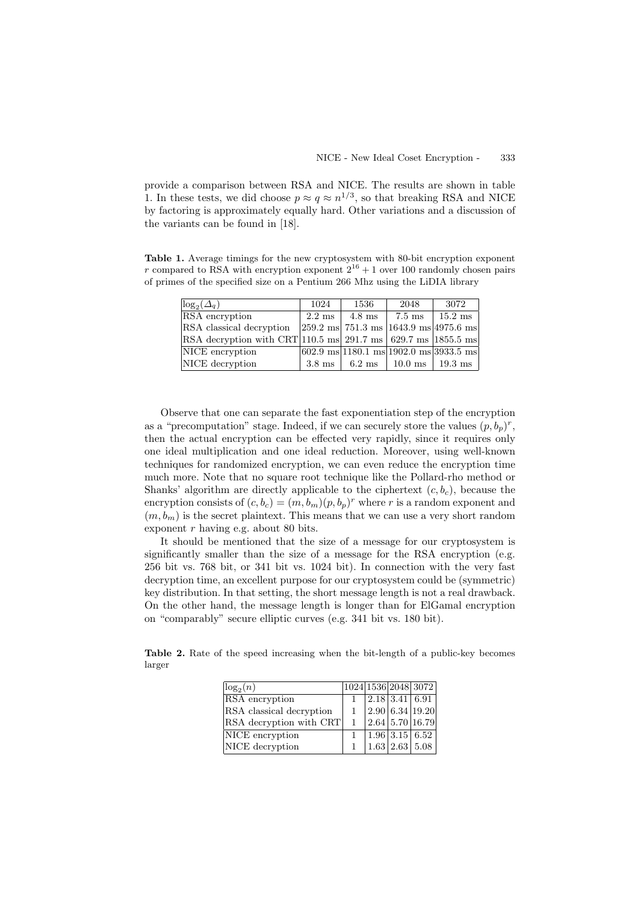provide a comparison between RSA and NICE. The results are shown in table 1. In these tests, we did choose $p \approx q \approx n^{1/3}$, so that breaking RSA and NICE by factoring is approximately equally hard. Other variations and a discussion of the variants can be found in [18].

**Table 1.** Average timings for the new cryptosystem with 80-bit encryption exponent $r$ compared to RSA with encryption exponent $2^{16}+1$ over 100 randomly chosen pairs of primes of the specified size on a Pentium 266 Mhz using the LiDIA library

| $\log_2(\Delta_q)$ | 1024 | 1536 | 2048 | 3072 |
|---|---|---|---|---|
| RSA encryption | 2.2 ms | 4.8 ms | 7.5 ms | 15.2 ms |
| RSA classical decryption | 259.2 ms | 751.3 ms | 1643.9 ms | 4975.6 ms |
| RSA decryption with CRT | 110.5 ms | 291.7 ms | 629.7 ms | 1855.5 ms |
| NICE encryption | 602.9 ms | 1180.1 ms | 1902.0 ms | 3933.5 ms |
| NICE decryption | 3.8 ms | 6.2 ms | 10.0 ms | 19.3 ms |

Observe that one can separate the fast exponentiation step of the encryption as a "precomputation" stage. Indeed, if we can securely store the values $(p, b_p)^r$, then the actual encryption can be effected very rapidly, since it requires only one ideal multiplication and one ideal reduction. Moreover, using well-known techniques for randomized encryption, we can even reduce the encryption time much more. Note that no square root technique like the Pollard-rho method or Shanks' algorithm are directly applicable to the ciphertext $(c, b_c)$, because the encryption consists of $(c, b_c) = (m, b_m)(p, b_p)^r$ where $r$ is a random exponent and $(m, b_m)$ is the secret plaintext. This means that we can use a very short random exponent $r$ having e.g. about 80 bits.

It should be mentioned that the size of a message for our cryptosystem is significantly smaller than the size of a message for the RSA encryption (e.g. 256 bit vs. 768 bit, or 341 bit vs. 1024 bit). In connection with the very fast decryption time, an excellent purpose for our cryptosystem could be (symmetric) key distribution. In that setting, the short message length is not a real drawback. On the other hand, the message length is longer than for ElGamal encryption on "comparably" secure elliptic curves (e.g. 341 bit vs. 180 bit).

**Table 2.** Rate of the speed increasing when the bit-length of a public-key becomes larger

| $\log_2(n)$ | 1024 | 1536 | 2048 | 3072 |
|---|---|---|---|---|
| RSA encryption | 1 | 2.18 | 3.41 | 6.91 |
| RSA classical decryption | 1 | 2.90 | 6.34 | 19.20 |
| RSA decryption with CRT | 1 | 2.64 | 5.70 | 16.79 |
| NICE encryption | 1 | 1.96 | 3.15 | 6.52 |
| NICE decryption | 1 | 1.63 | 2.63 | 5.08 |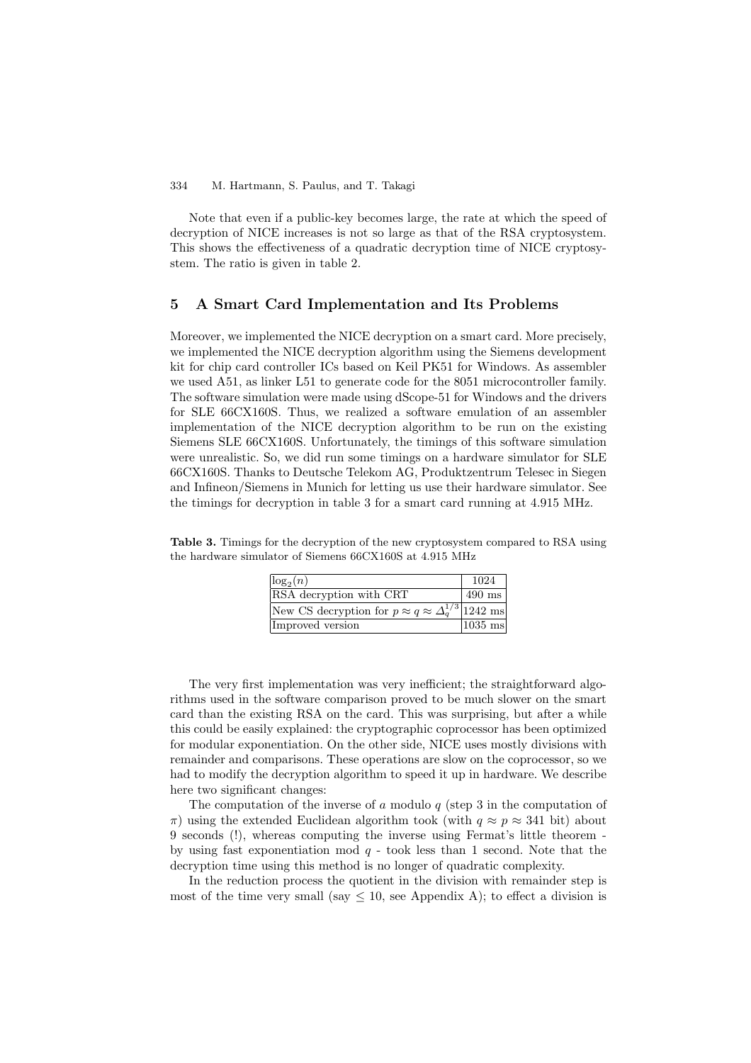Note that even if a public-key becomes large, the rate at which the speed of decryption of NICE increases is not so large as that of the RSA cryptosystem. This shows the effectiveness of a quadratic decryption time of NICE cryptosystem. The ratio is given in table 2.

## 5 A Smart Card Implementation and Its Problems

Moreover, we implemented the NICE decryption on a smart card. More precisely, we implemented the NICE decryption algorithm using the Siemens development kit for chip card controller ICs based on Keil PK51 for Windows. As assembler we used A51, as linker L51 to generate code for the 8051 microcontroller family. The software simulation were made using dScope-51 for Windows and the drivers for SLE 66CX160S. Thus, we realized a software emulation of an assembler implementation of the NICE decryption algorithm to be run on the existing Siemens SLE 66CX160S. Unfortunately, the timings of this software simulation were unrealistic. So, we did run some timings on a hardware simulator for SLE 66CX160S. Thanks to Deutsche Telekom AG, Produktzentrum Telesec in Siegen and Infineon/Siemens in Munich for letting us use their hardware simulator. See the timings for decryption in table 3 for a smart card running at 4.915 MHz.

**Table 3.** Timings for the decryption of the new cryptosystem compared to RSA using the hardware simulator of Siemens 66CX160S at 4.915 MHz

| $\log_2(n)$ | 1024 |
|---|---|
| RSA decryption with CRT | 490 ms |
| New CS decryption for $p \approx q \approx \Delta_q^{1/3}$ | 1242 ms |
| Improved version | 1035 ms |

The very first implementation was very inefficient; the straightforward algorithms used in the software comparison proved to be much slower on the smart card than the existing RSA on the card. This was surprising, but after a while this could be easily explained: the cryptographic coprocessor has been optimized for modular exponentiation. On the other side, NICE uses mostly divisions with remainder and comparisons. These operations are slow on the coprocessor, so we had to modify the decryption algorithm to speed it up in hardware. We describe here two significant changes:

The computation of the inverse of $a$ modulo $q$ (step 3 in the computation of $\pi$) using the extended Euclidean algorithm took (with $q \approx p \approx 341$ bit) about 9 seconds (!), whereas computing the inverse using Fermat's little theorem - by using fast exponentiation mod $q$ - took less than 1 second. Note that the decryption time using this method is no longer of quadratic complexity.

In the reduction process the quotient in the division with remainder step is most of the time very small (say $\leq 10$, see Appendix A); to effect a division is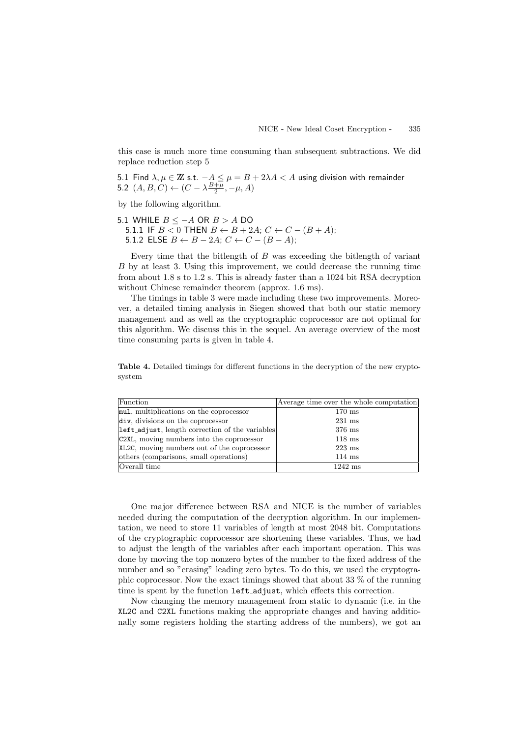this case is much more time consuming than subsequent subtractions. We did replace reduction step 5

5.1 Find $\lambda, \mu \in \mathbb{Z}$ s.t. $-A \leq \mu = B + 2\lambda A < A$ using division with remainder
5.2 $(A, B, C) \leftarrow (C - \lambda \frac{B+\mu}{2}, -\mu, A)$

by the following algorithm.

5.1 WHILE $B \leq -A$ OR $B > A$ DO
  5.1.1 IF $B < 0$ THEN $B \leftarrow B + 2A$; $C \leftarrow C - (B + A)$;
  5.1.2 ELSE $B \leftarrow B - 2A$; $C \leftarrow C - (B - A)$;

Every time that the bitlength of $B$ was exceeding the bitlength of variant $B$ by at least 3. Using this improvement, we could decrease the running time from about 1.8 s to 1.2 s. This is already faster than a 1024 bit RSA decryption without Chinese remainder theorem (approx. 1.6 ms).

The timings in table 3 were made including these two improvements. Moreover, a detailed timing analysis in Siegen showed that both our static memory management and as well as the cryptographic coprocessor are not optimal for this algorithm. We discuss this in the sequel. An average overview of the most time consuming parts is given in table 4.

**Table 4.** Detailed timings for different functions in the decryption of the new cryptosystem

| Function | Average time over the whole computation |
|---|---|
| `mul`, multiplications on the coprocessor | 170 ms |
| `div`, divisions on the coprocessor | 231 ms |
| `left_adjust`, length correction of the variables | 376 ms |
| `C2XL`, moving numbers into the coprocessor | 118 ms |
| `XL2C`, moving numbers out of the coprocessor | 223 ms |
| others (comparisons, small operations) | 114 ms |
| Overall time | 1242 ms |

One major difference between RSA and NICE is the number of variables needed during the computation of the decryption algorithm. In our implementation, we need to store 11 variables of length at most 2048 bit. Computations of the cryptographic coprocessor are shortening these variables. Thus, we had to adjust the length of the variables after each important operation. This was done by moving the top nonzero bytes of the number to the fixed address of the number and so "erasing" leading zero bytes. To do this, we used the cryptographic coprocessor. Now the exact timings showed that about 33 % of the running time is spent by the function `left_adjust`, which effects this correction.

Now changing the memory management from static to dynamic (i.e. in the `XL2C` and `C2XL` functions making the appropriate changes and having additionally some registers holding the starting address of the numbers), we got an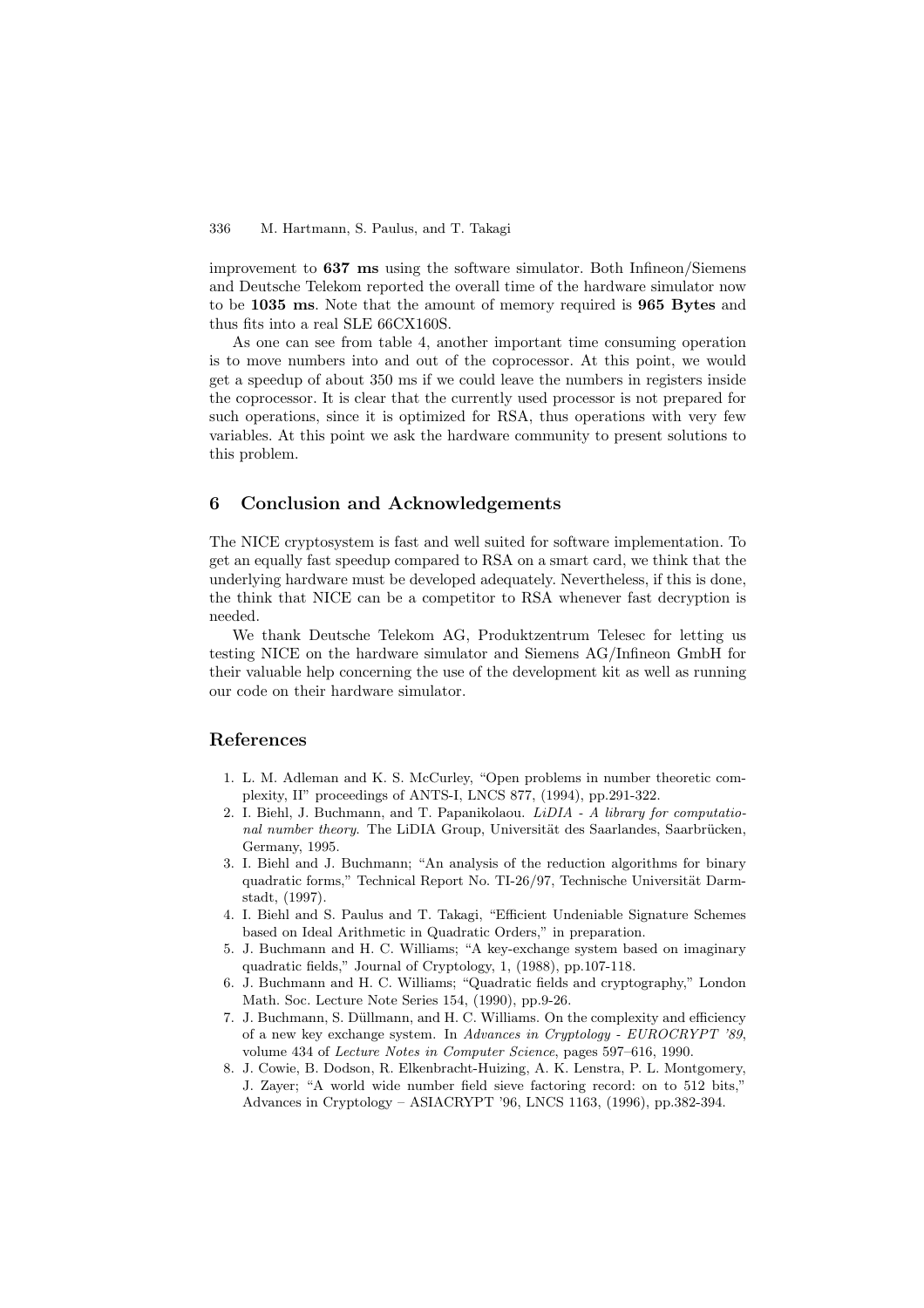improvement to **637 ms** using the software simulator. Both Infineon/Siemens and Deutsche Telekom reported the overall time of the hardware simulator now to be **1035 ms**. Note that the amount of memory required is **965 Bytes** and thus fits into a real SLE 66CX160S.

As one can see from table 4, another important time consuming operation is to move numbers into and out of the coprocessor. At this point, we would get a speedup of about 350 ms if we could leave the numbers in registers inside the coprocessor. It is clear that the currently used processor is not prepared for such operations, since it is optimized for RSA, thus operations with very few variables. At this point we ask the hardware community to present solutions to this problem.

## 6 Conclusion and Acknowledgements

The NICE cryptosystem is fast and well suited for software implementation. To get an equally fast speedup compared to RSA on a smart card, we think that the underlying hardware must be developed adequately. Nevertheless, if this is done, the think that NICE can be a competitor to RSA whenever fast decryption is needed.

We thank Deutsche Telekom AG, Produktzentrum Telesec for letting us testing NICE on the hardware simulator and Siemens AG/Infineon GmbH for their valuable help concerning the use of the development kit as well as running our code on their hardware simulator.

## References

1. L. M. Adleman and K. S. McCurley, "Open problems in number theoretic complexity, II" proceedings of ANTS-I, LNCS 877, (1994), pp.291-322.
2. I. Biehl, J. Buchmann, and T. Papanikolaou. *LiDIA - A library for computational number theory.* The LiDIA Group, Universität des Saarlandes, Saarbrücken, Germany, 1995.
3. I. Biehl and J. Buchmann; "An analysis of the reduction algorithms for binary quadratic forms," Technical Report No. TI-26/97, Technische Universität Darmstadt, (1997).
4. I. Biehl and S. Paulus and T. Takagi, "Efficient Undeniable Signature Schemes based on Ideal Arithmetic in Quadratic Orders," in preparation.
5. J. Buchmann and H. C. Williams; "A key-exchange system based on imaginary quadratic fields," Journal of Cryptology, 1, (1988), pp.107-118.
6. J. Buchmann and H. C. Williams; "Quadratic fields and cryptography," London Math. Soc. Lecture Note Series 154, (1990), pp.9-26.
7. J. Buchmann, S. Düllmann, and H. C. Williams. On the complexity and efficiency of a new key exchange system. In *Advances in Cryptology - EUROCRYPT '89*, volume 434 of *Lecture Notes in Computer Science*, pages 597–616, 1990.
8. J. Cowie, B. Dodson, R. Elkenbracht-Huizing, A. K. Lenstra, P. L. Montgomery, J. Zayer; "A world wide number field sieve factoring record: on to 512 bits," Advances in Cryptology – ASIACRYPT '96, LNCS 1163, (1996), pp.382-394.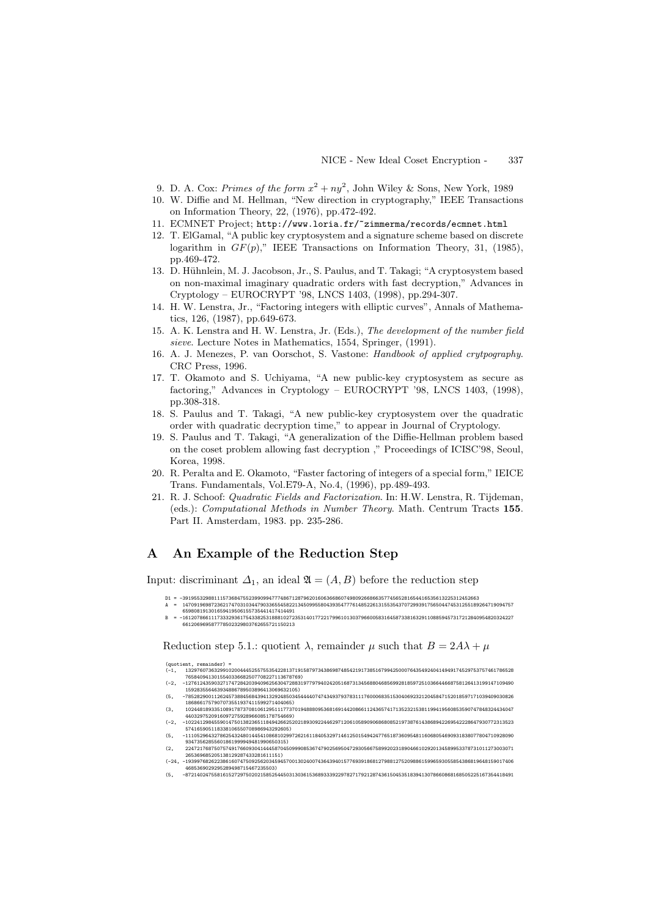9. D. A. Cox: *Primes of the form $x^2 + ny^2$*, John Wiley & Sons, New York, 1989
10. W. Diffie and M. Hellman, "New direction in cryptography," IEEE Transactions on Information Theory, 22, (1976), pp.472-492.
11. ECMNET Project; http://www.loria.fr/~zimmerma/records/ecmnet.html
12. T. ElGamal, "A public key cryptosystem and a signature scheme based on discrete logarithm in $GF(p)$," IEEE Transactions on Information Theory, 31, (1985), pp.469-472.
13. D. Hühnlein, M. J. Jacobson, Jr., S. Paulus, and T. Takagi; "A cryptosystem based on non-maximal imaginary quadratic orders with fast decryption," Advances in Cryptology – EUROCRYPT '98, LNCS 1403, (1998), pp.294-307.
14. H. W. Lenstra, Jr., "Factoring integers with elliptic curves", Annals of Mathematics, 126, (1987), pp.649-673.
15. A. K. Lenstra and H. W. Lenstra, Jr. (Eds.), *The development of the number field sieve*. Lecture Notes in Mathematics, 1554, Springer, (1991).
16. A. J. Menezes, P. van Oorschot, S. Vastone: *Handbook of applied crytpography*. CRC Press, 1996.
17. T. Okamoto and S. Uchiyama, "A new public-key cryptosystem as secure as factoring," Advances in Cryptology – EUROCRYPT '98, LNCS 1403, (1998), pp.308-318.
18. S. Paulus and T. Takagi, "A new public-key cryptosystem over the quadratic order with quadratic decryption time," to appear in Journal of Cryptology.
19. S. Paulus and T. Takagi, "A generalization of the Diffie-Hellman problem based on the coset problem allowing fast decryption ," Proceedings of ICISC'98, Seoul, Korea, 1998.
20. R. Peralta and E. Okamoto, "Faster factoring of integers of a special form," IEICE Trans. Fundamentals, Vol.E79-A, No.4, (1996), pp.489-493.
21. R. J. Schoof: *Quadratic Fields and Factorization*. In: H.W. Lenstra, R. Tijdeman, (eds.): *Computational Methods in Number Theory*. Math. Centrum Tracts **155**. Part II. Amsterdam, 1983. pp. 235-286.

## A An Example of the Reduction Step

Input: discriminant $\Delta_1$, an ideal $\mathfrak{A} = (A, B)$ before the reduction step

```
D1 = -391955329881115736847552399099477486712879620160636686074980926686635774565281654416535613225312452663
A  =  14709196987236217470310344790336554582213450995580439354777614852261315535437072993917565044745312551892647190947576598081913016594195061557354414174144 91
B  = -16120786611173332936175433825318881027235314017722179961013037966005831645873381632911088594573172128409548203242276612069695877785023298037626557211502 13
```

Reduction step 5.1.: quotient $\lambda$, remainder $\mu$ such that $B = 2A\lambda + \mu$

```
(quotient, remainder) =
(-1,   13297607363299102004445255755354228137191587973438698748542191738516799425000764354924041494917452975375746178652876584094130155403366825077082271136787 69)
(-2,   -12761243590327174728420394096256304728831977979402420516873134568804685699281859725103664466875812641319914710949015928355646393488678950389641306963210 5)
(5,    -78528290011262457388456843941329248503454440747434937937831117600068351530406923212045847152018597171039409030826186866175790707355193741159927140406 5)
(3,    10244818933510891787370810612951117737019488809536816914420866112436574171352321538119941956085359074784832443404744032975209160972759289660851787546 69)
(-2,   -10224129845590147501382365118494266252021893092244629712061058909068680852197387614386894226954222864793077231352357416590511833810655070898694329260 5)
(5,    -11105296432786254324801445410868102997262161184053297146125015494247765187360954811606805469093183807780471092809093473562855601861999949481990650315)
(2,    22472176875075749176609304144458704509990853674790256950472930566758992023189046610292013458995337873101127300307126536968520513812928743328161115 1)
(-24,  -19399768262238616074750925620345945700130240074364394015776939186812798812752098861599659305585438681964815901740646853690292952894987154672355 03)
(5,    -8721402475581615272975020215852544503130361536893339229782717921287436150453518394130786608681685052251673544184 91
```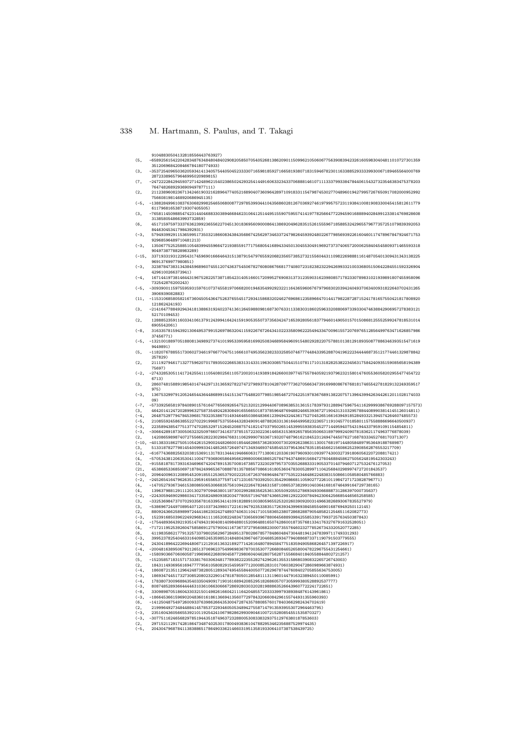91048830504132818556443763927)
(5, −6589256154220428348763484804840290820585070540526813862090115099621050606775639083942326160598304048110107273013593512069684208466784180774933)
(3, −35372540965036205934141340575440504523333071659818592716658193807183159467823011633885293333993006718946556400076928723389657964699502098981 5)
(7, −24722228429459372714248962154023865024293254144916063323433706888146107111333799338478440615432732354638347537820376474826892936909497877111)
(2, 21123896082367134246190321628964774052168904073609642897109183311547987453027704896019427995726765091708200095299275660819814689206869451 35)
(−5, −13882849961083763068299825465068008772978539934410435686028126703692746197995757231193841008190833004541581261177961179681653871930740550 5)
(3, −7658114509885474231440468833038946684623106412514495155907595574141977825664772294590168889402849912338147692886083138580548663993732859)
(6, 451715975973337636239923655622704513018369560900086413869204962835152615559671858853242965579677357251079839392053844630453417984392931)
(−3, 579493992911536599517350321866083438435686742562973463372479826459392480226779856939226160460117478967847924671753929685964897104812 13)
(−3, 13506775252588510548399455966472193855917717568054168943345013045530491969273737406572000625840454580937146559331890497387788289832 89)
(−15, 33719331931229543174596901666464315138791547976559206823565738527321556044311098226988811614870540130943134313822596913769977980851)
(−3, 32387847383134384596896074551207436375450678276080867668177408072318238232294269933210033680515064228455159232690442961002663739 41)
(−4, 16714419738146443196752822573871854231405166017209952769083137312359031623980857178233078983102193989180745595809673254287620024 3)
(−5, −30939001159755959315976107374558197066820019463549929232211643659606767979683020394240493706340093182264070243126539069390288 3)
(11, −1153106850582167360450543647526376554517293415868320246276968612358966470144179822872871524178165755042181780892012186242419 3)
(3, −2141647788492943418138863192402374136126459880981687307633113383031860259633208806973393304746388429069572783812152170109453)
(2, 128885235911603341061379124399416424159190535507373563424716539280561837794601490501570150868125552599247818531014690554206 1)
(−8, 316335781594392130649537991526978632041159226767264341022335809622254943347009615572076976512856499763471626857986374567 71)
(−5, −1321001889705188081349892737410199533959581699250834689584960915480292822075788101381291893508778863463935154716199449891)
(5, −11820767885517306027346197667704751166610749535623823332585074677744843395288704196222344446873512177446132987884225782 9)
(2, 2111927946171327759620701789350226653831314331196303085750441510781171013182825382234563175842409351590856581943897569 7)
(−2, −2743285305114172425541110540802561105720020141938918426600397745755784059219379623215801476055360582029554774547226713)
(3, 2860748158891985401474429713136592782274727989378104287097773627056634739169980867676818174655427818291322493595179 75)
(−3, 1367532997912052465443644868991541513477548820779851985467270422519783676891382207571396439942634426120110281740330 9)
(−7, −57339256581978408901576164776560926547521320212994406708963853136151783979312889475967541162999938676928809715757 3)
(3, 4642014124720289963275873549242830849165566501873785964876948824665393672719043131032957884408990381414512601481 1)
(−3, 2648752977947845396817832353867014934646503864836612394943244361752704526516616394918528493321394574264607485 573)
(−5, 2108559245863855227022919968753755644328349091487882633136164649958232365711910457701858011575588869664050093 7)
(−3, 2235894385477513774702853297152645208875741821470379502651453995593835452771449594075431944337959109115485481 1)
(−3, −306642891873005063232509766073416373785157223022361465631536926578563506631897999240907818362117496377 6878039)
(2, 1420865989874072755665282230298476831106299907933671932074879616218452312494744507627168783334527681707 31307)
(−10, −4013833186275051054261529002448266001854462865736283000730209262386311300176819714480584897953649188768987)
(3, 5133187827798145400999334148526572649747134934693745854533795436478351854566215608625239085628765532717709)
(−2, −6167743688256320381536911317831344419466606317713806120336190796093010939774300327391806056220720881742 1)
(4, −5705343812063530411004779368065864956629980006638652578479437486915684727604688458627505624819542303243)
(3, −9155818781739316346966742047891535700816738572323029795737035526883331905337014079460712753247612705 3)
(21, 4538685336850697187842499653670888781357885670866161805360478300528997110425684029899747 27201843537)
(−10, 2096400963120895452091855125365379202225167263766964847877535223464862248383150866105858048576688 3)
(−2, −245265416479626351295916556537759714712316579339250135429086681105902772261011984727172382879677 1)
(4, −1470527936734615380865065306683575610942226478246315871086537382991040364168167464991647 29738165)
(4, 1396379881291112013027970946380118730029928835625361305509205527869349306688873128639700073563 7)
(−2, −2243059469029860341733582498093820347780557194768743665298129222007849423064256685446565258585)
(3, −3325369847370702933567816339534141091828891003805965525320260390920031496638268930678355279 79)
(3, −53869672449708954071201037343980172216194792353383517263934399693845855469016876949250112145)
(2, 8809243662589899724441862302427489374063110417101583652380728682887905485821254651162082773)
(−3, 152391685039622492968341111652082248347336569396788064568893984255853391799372576345038784 3)
(−2, −1754489364392193514749431904081409848801520964881650742860018735768133417632767916325280 51)
(4, −7172119525392604758586912757900411673673727956088230007355764602327785267343320520772285)
(6, 411983586217791325733798025629672849513780286785778486048473044819412478399711749331293)
(−3, 399523782540463316409852453598531484804396746720468526934779408868733711907915037795 55)
(−4, 2430418964222694480671212916136321892771426164807894584775183594905868264571397226917)
(−4, −200481638950679212651370696237549969836787003530772668084652658004782296755431254661)
(3, −158090366706060587199696622680904587729806040462807562871556684018405588448027212 57)
(5, −152358571831571733381760306348177893822235528274296261355315868039083226572674300 3)
(2, 184311493695616947779561058082915459597712000852831017060382904728609896638749 31)
(−4, 1860872135112964248738280512893474954558440050772629678744760840270585563475300 5)
(−3, 186934744517327308520802322901478187805012854811131196014479163238945011008599 1)
(−4, 178380730096884354033504909171901616894208529518268605707305999380528892537777)
(−3, 808748528936644446310361066306667286928030320281988863526643960772224172265 1)
(−8, 33098987051860433032150149826166042111642048557203333997938938487614396186 1)
(−3, −186645366159690204836016186136694135607729784320660842961557449313559603 93)
(6, −14125048754972600933763986266435300472874357880857601784036629824347024 19)
(2, 21999649273484488414578537229346050534894275587147913593955307296446379 5)
(−4, 2351604360566553921011925424106798286299309046100721528085455153587032 7)
(−3, −30775116246568297851944351874963723288005308338329375129763801878536 03)
(2, 29715211291742818647348740253017800493836104788295346235688752997443 5)
(−5, 20430479687841138388651786490336214660319513581933064107387538439725)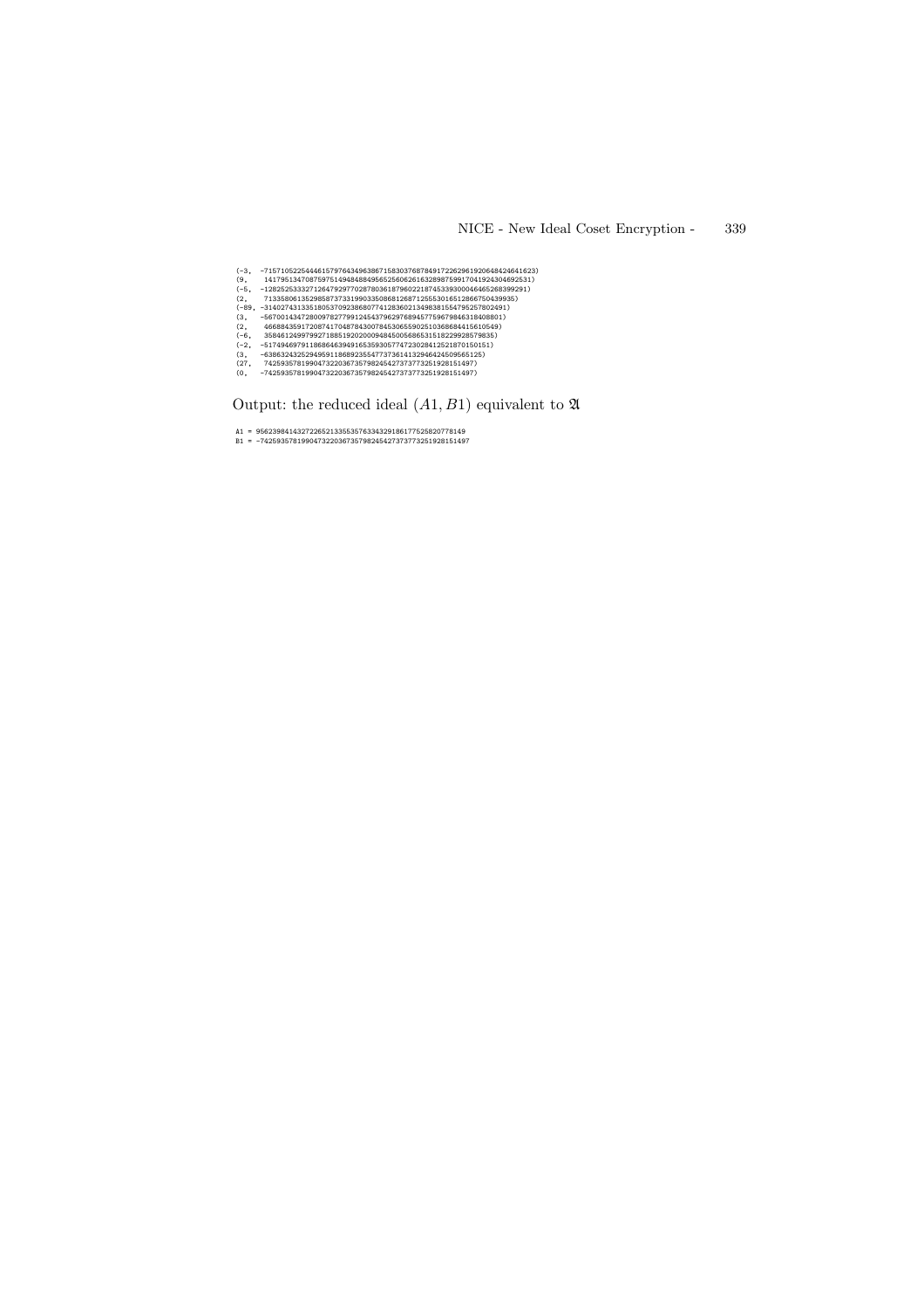```
(-3,  -715710522544461579764349638671583037687849172262961920648424641623)
(9,    141795134708759751494848849565256062616328987599170419243046925031)
(-5,  -128252533327126479297702878036187960221874533930004646526839929l)
(2,    713358061352985873733199033508681268712555301651286675043993 5)
(-89, -314027431335180537092386807741283602134983815547952578024 91)
(3,   -567001434728009782779912454379629768945775967984631840880 1)
(2,    466884359172087417048784300784530655902510368684415610549)
(-6,   358461249979927188519202000948450056865315182299285798 35)
(-2,  -517494697911868646394916535930577472302841252187015015 1)
(3,   -638632432529495911868923554773736141329464245095651 25)
(27,   742593578199047322036735798245427373773251928151497)
(0,   -742593578199047322036735798245427373773251928151497)
```

Output: the reduced ideal $(A1, B1)$ equivalent to $\mathfrak{A}$

```
A1 = 956239841432722652133553576334329186177525820778149
B1 = -742593578199047322036735798245427373773251928151497
```